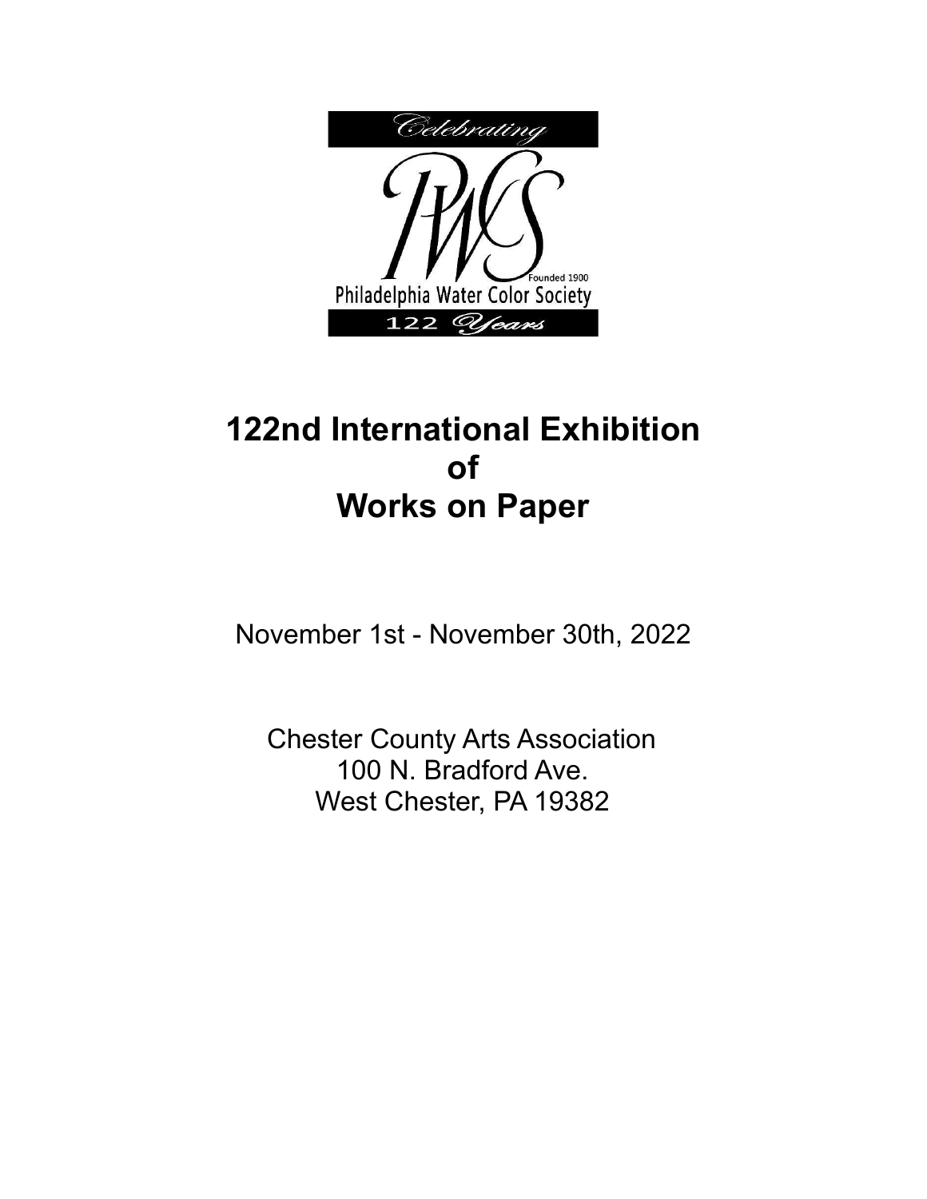Celebrating

PWS

Founded 1900

Philadelphia Water Color Society

122 Years

# 122nd International Exhibition of Works on Paper

November 1st - November 30th, 2022

Chester County Arts Association
100 N. Bradford Ave.
West Chester, PA 19382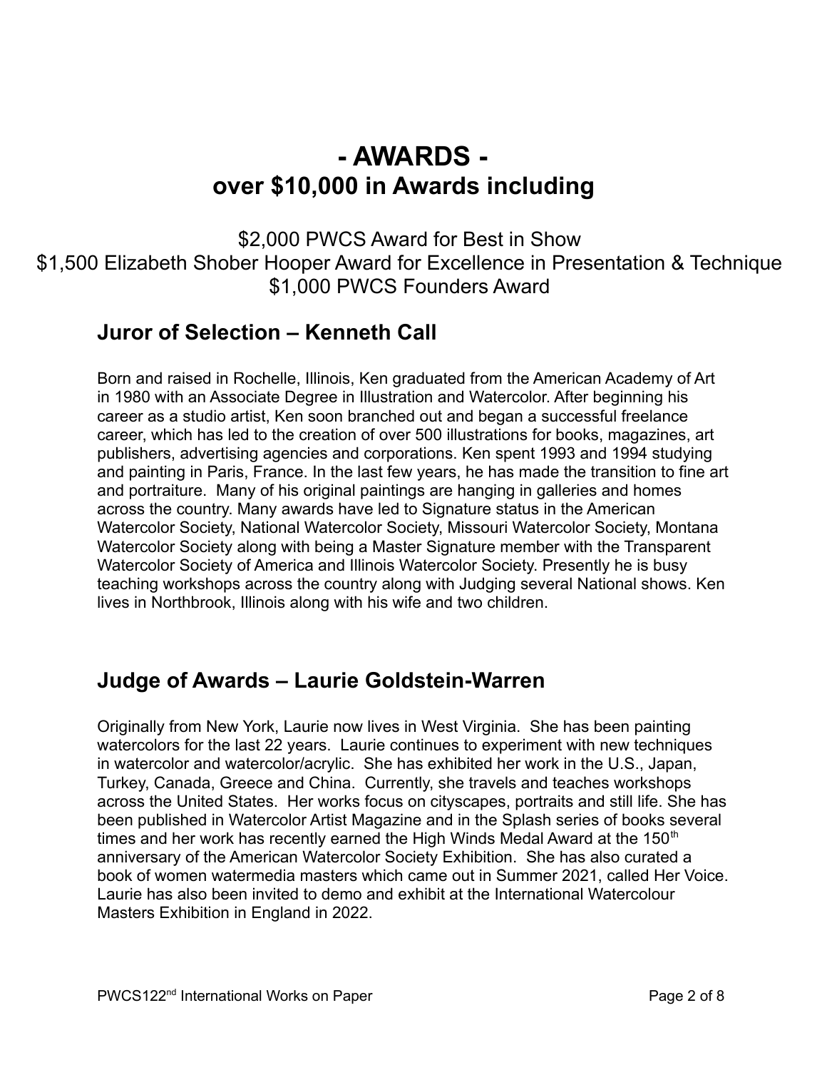# - AWARDS -
# over $10,000 in Awards including

$2,000 PWCS Award for Best in Show
$1,500 Elizabeth Shober Hooper Award for Excellence in Presentation & Technique
$1,000 PWCS Founders Award

## Juror of Selection – Kenneth Call

Born and raised in Rochelle, Illinois, Ken graduated from the American Academy of Art in 1980 with an Associate Degree in Illustration and Watercolor. After beginning his career as a studio artist, Ken soon branched out and began a successful freelance career, which has led to the creation of over 500 illustrations for books, magazines, art publishers, advertising agencies and corporations. Ken spent 1993 and 1994 studying and painting in Paris, France. In the last few years, he has made the transition to fine art and portraiture. Many of his original paintings are hanging in galleries and homes across the country. Many awards have led to Signature status in the American Watercolor Society, National Watercolor Society, Missouri Watercolor Society, Montana Watercolor Society along with being a Master Signature member with the Transparent Watercolor Society of America and Illinois Watercolor Society. Presently he is busy teaching workshops across the country along with Judging several National shows. Ken lives in Northbrook, Illinois along with his wife and two children.

## Judge of Awards – Laurie Goldstein-Warren

Originally from New York, Laurie now lives in West Virginia. She has been painting watercolors for the last 22 years. Laurie continues to experiment with new techniques in watercolor and watercolor/acrylic. She has exhibited her work in the U.S., Japan, Turkey, Canada, Greece and China. Currently, she travels and teaches workshops across the United States. Her works focus on cityscapes, portraits and still life. She has been published in Watercolor Artist Magazine and in the Splash series of books several times and her work has recently earned the High Winds Medal Award at the 150th anniversary of the American Watercolor Society Exhibition. She has also curated a book of women watermedia masters which came out in Summer 2021, called Her Voice. Laurie has also been invited to demo and exhibit at the International Watercolour Masters Exhibition in England in 2022.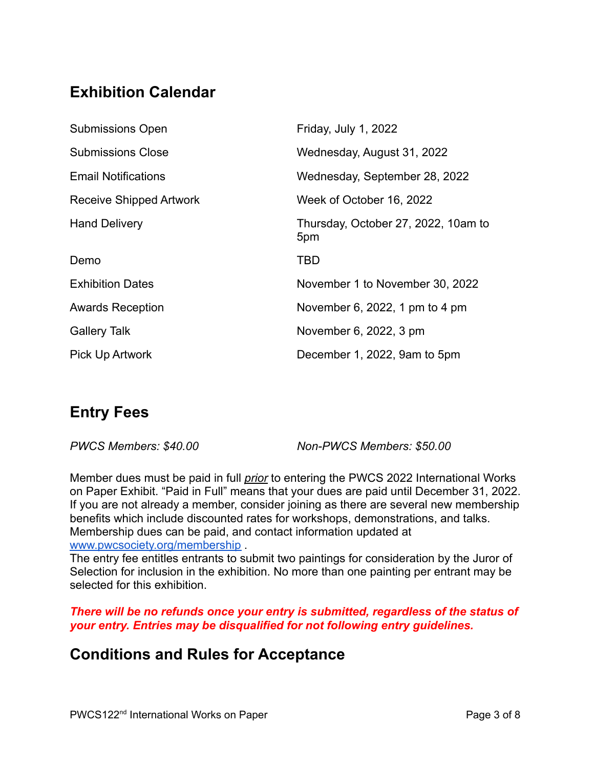## Exhibition Calendar

| | |
|---|---|
| Submissions Open | Friday, July 1, 2022 |
| Submissions Close | Wednesday, August 31, 2022 |
| Email Notifications | Wednesday, September 28, 2022 |
| Receive Shipped Artwork | Week of October 16, 2022 |
| Hand Delivery | Thursday, October 27, 2022, 10am to 5pm |
| Demo | TBD |
| Exhibition Dates | November 1 to November 30, 2022 |
| Awards Reception | November 6, 2022, 1 pm to 4 pm |
| Gallery Talk | November 6, 2022, 3 pm |
| Pick Up Artwork | December 1, 2022, 9am to 5pm |

## Entry Fees

*PWCS Members: $40.00* *Non-PWCS Members: $50.00*

Member dues must be paid in full ***prior*** to entering the PWCS 2022 International Works on Paper Exhibit. "Paid in Full" means that your dues are paid until December 31, 2022. If you are not already a member, consider joining as there are several new membership benefits which include discounted rates for workshops, demonstrations, and talks. Membership dues can be paid, and contact information updated at www.pwcsociety.org/membership .

The entry fee entitles entrants to submit two paintings for consideration by the Juror of Selection for inclusion in the exhibition. No more than one painting per entrant may be selected for this exhibition.

***There will be no refunds once your entry is submitted, regardless of the status of your entry. Entries may be disqualified for not following entry guidelines.***

## Conditions and Rules for Acceptance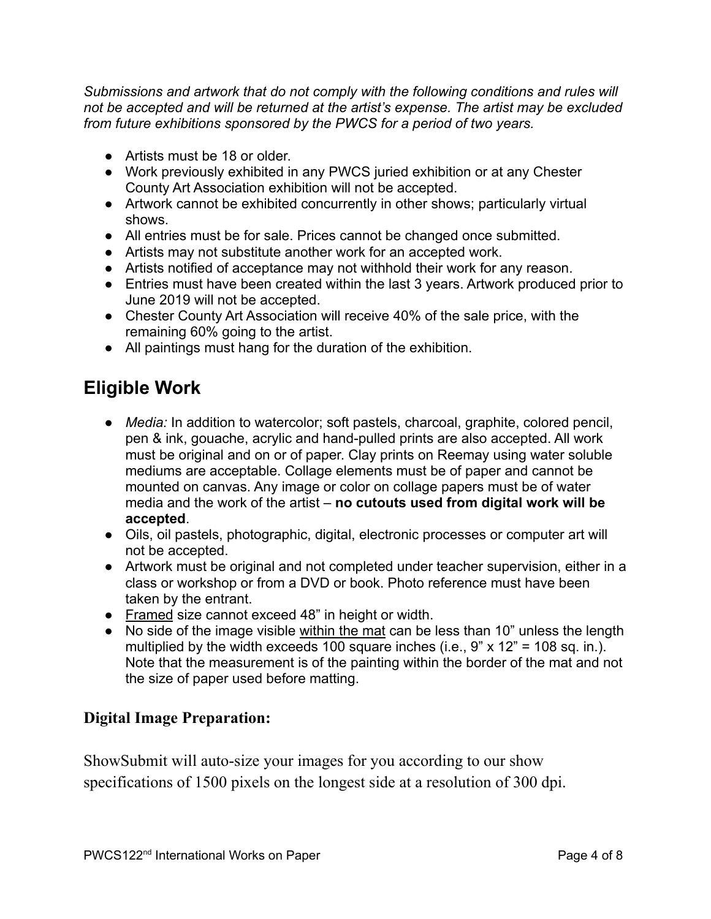*Submissions and artwork that do not comply with the following conditions and rules will not be accepted and will be returned at the artist's expense. The artist may be excluded from future exhibitions sponsored by the PWCS for a period of two years.*

- Artists must be 18 or older.
- Work previously exhibited in any PWCS juried exhibition or at any Chester County Art Association exhibition will not be accepted.
- Artwork cannot be exhibited concurrently in other shows; particularly virtual shows.
- All entries must be for sale. Prices cannot be changed once submitted.
- Artists may not substitute another work for an accepted work.
- Artists notified of acceptance may not withhold their work for any reason.
- Entries must have been created within the last 3 years. Artwork produced prior to June 2019 will not be accepted.
- Chester County Art Association will receive 40% of the sale price, with the remaining 60% going to the artist.
- All paintings must hang for the duration of the exhibition.

## Eligible Work

- *Media:* In addition to watercolor; soft pastels, charcoal, graphite, colored pencil, pen & ink, gouache, acrylic and hand-pulled prints are also accepted. All work must be original and on or of paper. Clay prints on Reemay using water soluble mediums are acceptable. Collage elements must be of paper and cannot be mounted on canvas. Any image or color on collage papers must be of water media and the work of the artist – **no cutouts used from digital work will be accepted**.
- Oils, oil pastels, photographic, digital, electronic processes or computer art will not be accepted.
- Artwork must be original and not completed under teacher supervision, either in a class or workshop or from a DVD or book. Photo reference must have been taken by the entrant.
- <u>Framed</u> size cannot exceed 48" in height or width.
- No side of the image visible <u>within the mat</u> can be less than 10" unless the length multiplied by the width exceeds 100 square inches (i.e., 9" x 12" = 108 sq. in.). Note that the measurement is of the painting within the border of the mat and not the size of paper used before matting.

### Digital Image Preparation:

ShowSubmit will auto-size your images for you according to our show specifications of 1500 pixels on the longest side at a resolution of 300 dpi.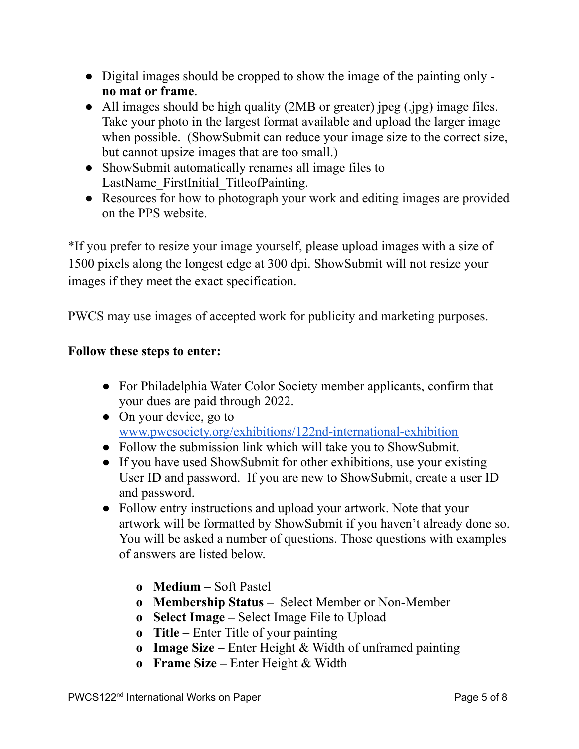- Digital images should be cropped to show the image of the painting only - **no mat or frame**.
- All images should be high quality (2MB or greater) jpeg (.jpg) image files. Take your photo in the largest format available and upload the larger image when possible. (ShowSubmit can reduce your image size to the correct size, but cannot upsize images that are too small.)
- ShowSubmit automatically renames all image files to LastName_FirstInitial_TitleofPainting.
- Resources for how to photograph your work and editing images are provided on the PPS website.

*If you prefer to resize your image yourself, please upload images with a size of 1500 pixels along the longest edge at 300 dpi. ShowSubmit will not resize your images if they meet the exact specification.

PWCS may use images of accepted work for publicity and marketing purposes.

**Follow these steps to enter:**

- For Philadelphia Water Color Society member applicants, confirm that your dues are paid through 2022.
- On your device, go to [www.pwcsociety.org/exhibitions/122nd-international-exhibition](www.pwcsociety.org/exhibitions/122nd-international-exhibition)
- Follow the submission link which will take you to ShowSubmit.
- If you have used ShowSubmit for other exhibitions, use your existing User ID and password. If you are new to ShowSubmit, create a user ID and password.
- Follow entry instructions and upload your artwork. Note that your artwork will be formatted by ShowSubmit if you haven't already done so. You will be asked a number of questions. Those questions with examples of answers are listed below.
    - **Medium –** Soft Pastel
    - **Membership Status –** Select Member or Non-Member
    - **Select Image –** Select Image File to Upload
    - **Title –** Enter Title of your painting
    - **Image Size –** Enter Height & Width of unframed painting
    - **Frame Size –** Enter Height & Width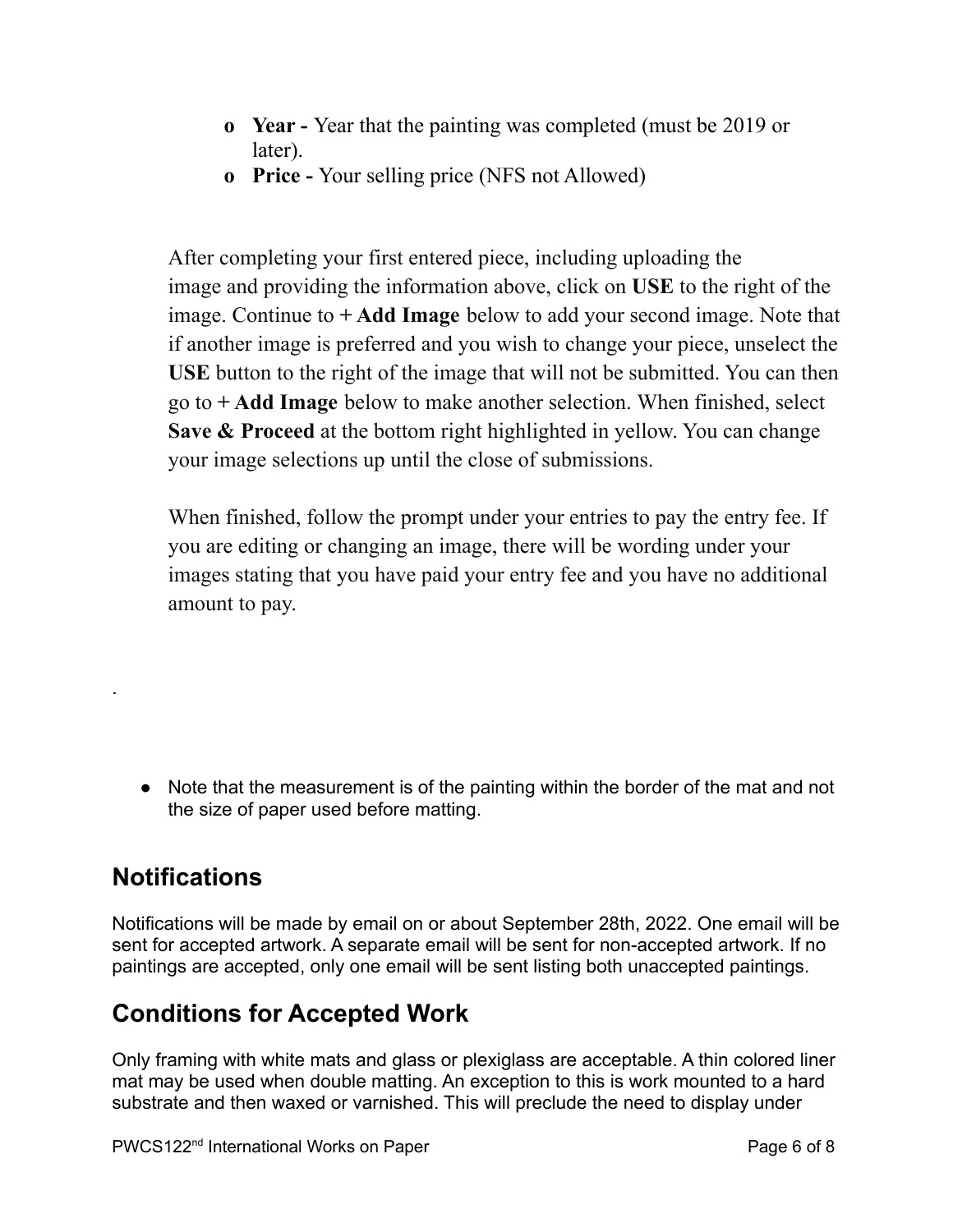- **Year -** Year that the painting was completed (must be 2019 or later).
- **Price -** Your selling price (NFS not Allowed)

After completing your first entered piece, including uploading the image and providing the information above, click on **USE** to the right of the image. Continue to **+ Add Image** below to add your second image. Note that if another image is preferred and you wish to change your piece, unselect the **USE** button to the right of the image that will not be submitted. You can then go to **+ Add Image** below to make another selection. When finished, select **Save & Proceed** at the bottom right highlighted in yellow. You can change your image selections up until the close of submissions.

When finished, follow the prompt under your entries to pay the entry fee. If you are editing or changing an image, there will be wording under your images stating that you have paid your entry fee and you have no additional amount to pay.

.

- Note that the measurement is of the painting within the border of the mat and not the size of paper used before matting.

## Notifications

Notifications will be made by email on or about September 28th, 2022. One email will be sent for accepted artwork. A separate email will be sent for non-accepted artwork. If no paintings are accepted, only one email will be sent listing both unaccepted paintings.

## Conditions for Accepted Work

Only framing with white mats and glass or plexiglass are acceptable. A thin colored liner mat may be used when double matting. An exception to this is work mounted to a hard substrate and then waxed or varnished. This will preclude the need to display under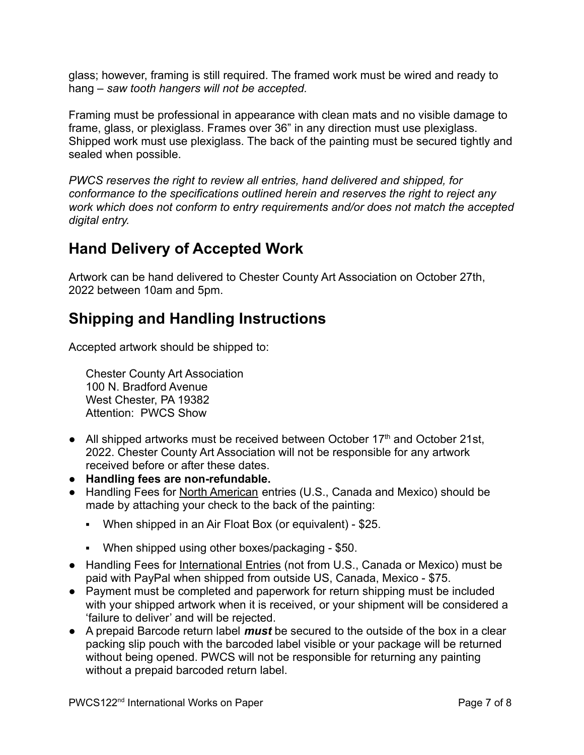glass; however, framing is still required. The framed work must be wired and ready to hang – *saw tooth hangers will not be accepted.*

Framing must be professional in appearance with clean mats and no visible damage to frame, glass, or plexiglass. Frames over 36" in any direction must use plexiglass. Shipped work must use plexiglass. The back of the painting must be secured tightly and sealed when possible.

*PWCS reserves the right to review all entries, hand delivered and shipped, for conformance to the specifications outlined herein and reserves the right to reject any work which does not conform to entry requirements and/or does not match the accepted digital entry.*

## Hand Delivery of Accepted Work

Artwork can be hand delivered to Chester County Art Association on October 27th, 2022 between 10am and 5pm.

## Shipping and Handling Instructions

Accepted artwork should be shipped to:

Chester County Art Association
100 N. Bradford Avenue
West Chester, PA 19382
Attention: PWCS Show

- All shipped artworks must be received between October 17th and October 21st, 2022. Chester County Art Association will not be responsible for any artwork received before or after these dates.
- **Handling fees are non-refundable.**
- Handling Fees for North American entries (U.S., Canada and Mexico) should be made by attaching your check to the back of the painting:
  - When shipped in an Air Float Box (or equivalent) - $25.
  - When shipped using other boxes/packaging - $50.
- Handling Fees for International Entries (not from U.S., Canada or Mexico) must be paid with PayPal when shipped from outside US, Canada, Mexico - $75.
- Payment must be completed and paperwork for return shipping must be included with your shipped artwork when it is received, or your shipment will be considered a 'failure to deliver' and will be rejected.
- A prepaid Barcode return label ***must*** be secured to the outside of the box in a clear packing slip pouch with the barcoded label visible or your package will be returned without being opened. PWCS will not be responsible for returning any painting without a prepaid barcoded return label.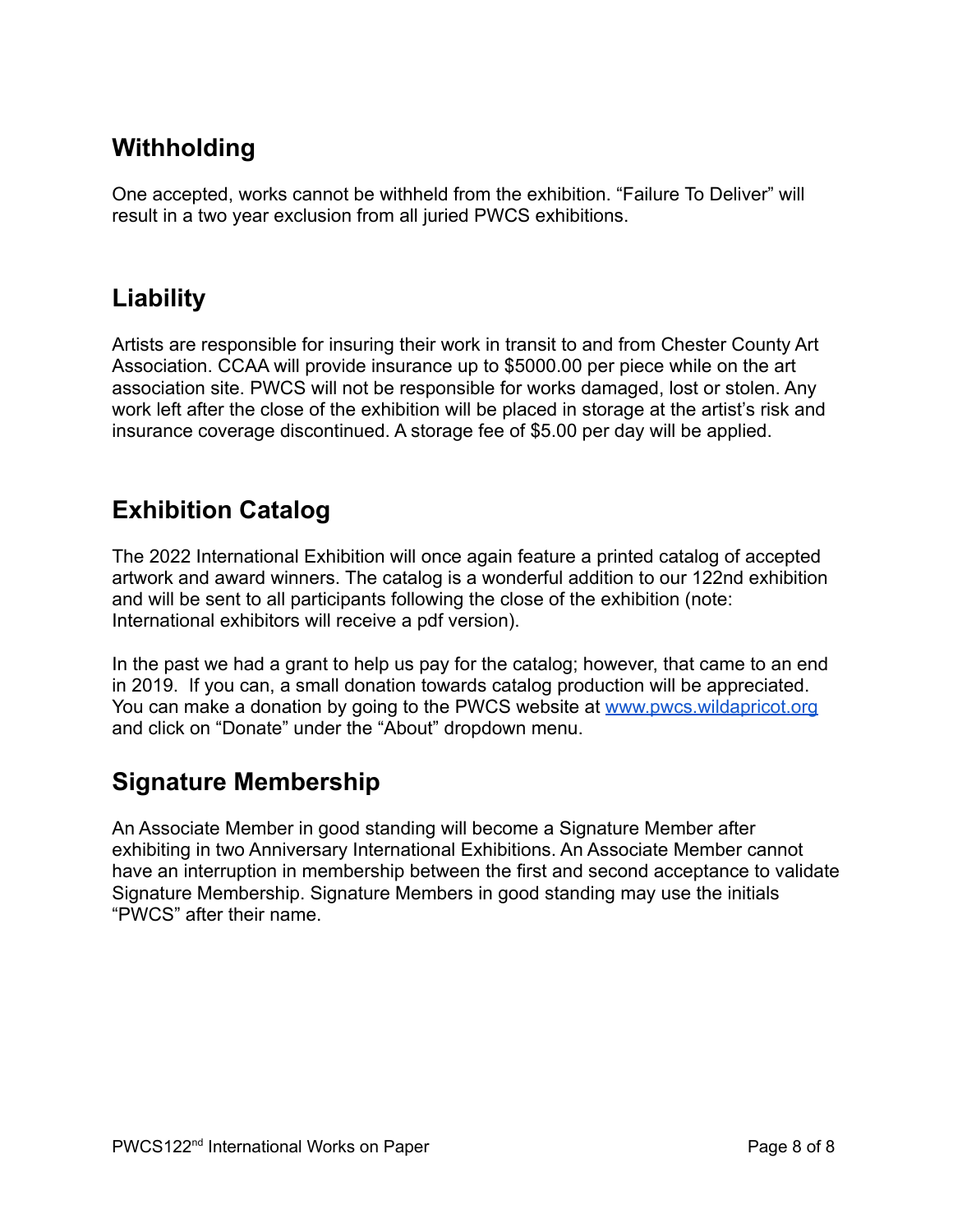## Withholding

One accepted, works cannot be withheld from the exhibition. “Failure To Deliver” will result in a two year exclusion from all juried PWCS exhibitions.

## Liability

Artists are responsible for insuring their work in transit to and from Chester County Art Association. CCAA will provide insurance up to $5000.00 per piece while on the art association site. PWCS will not be responsible for works damaged, lost or stolen. Any work left after the close of the exhibition will be placed in storage at the artist’s risk and insurance coverage discontinued. A storage fee of $5.00 per day will be applied.

## Exhibition Catalog

The 2022 International Exhibition will once again feature a printed catalog of accepted artwork and award winners. The catalog is a wonderful addition to our 122nd exhibition and will be sent to all participants following the close of the exhibition (note: International exhibitors will receive a pdf version).

In the past we had a grant to help us pay for the catalog; however, that came to an end in 2019. If you can, a small donation towards catalog production will be appreciated. You can make a donation by going to the PWCS website at [www.pwcs.wildapricot.org](http://www.pwcs.wildapricot.org) and click on “Donate” under the “About” dropdown menu.

## Signature Membership

An Associate Member in good standing will become a Signature Member after exhibiting in two Anniversary International Exhibitions. An Associate Member cannot have an interruption in membership between the first and second acceptance to validate Signature Membership. Signature Members in good standing may use the initials “PWCS” after their name.